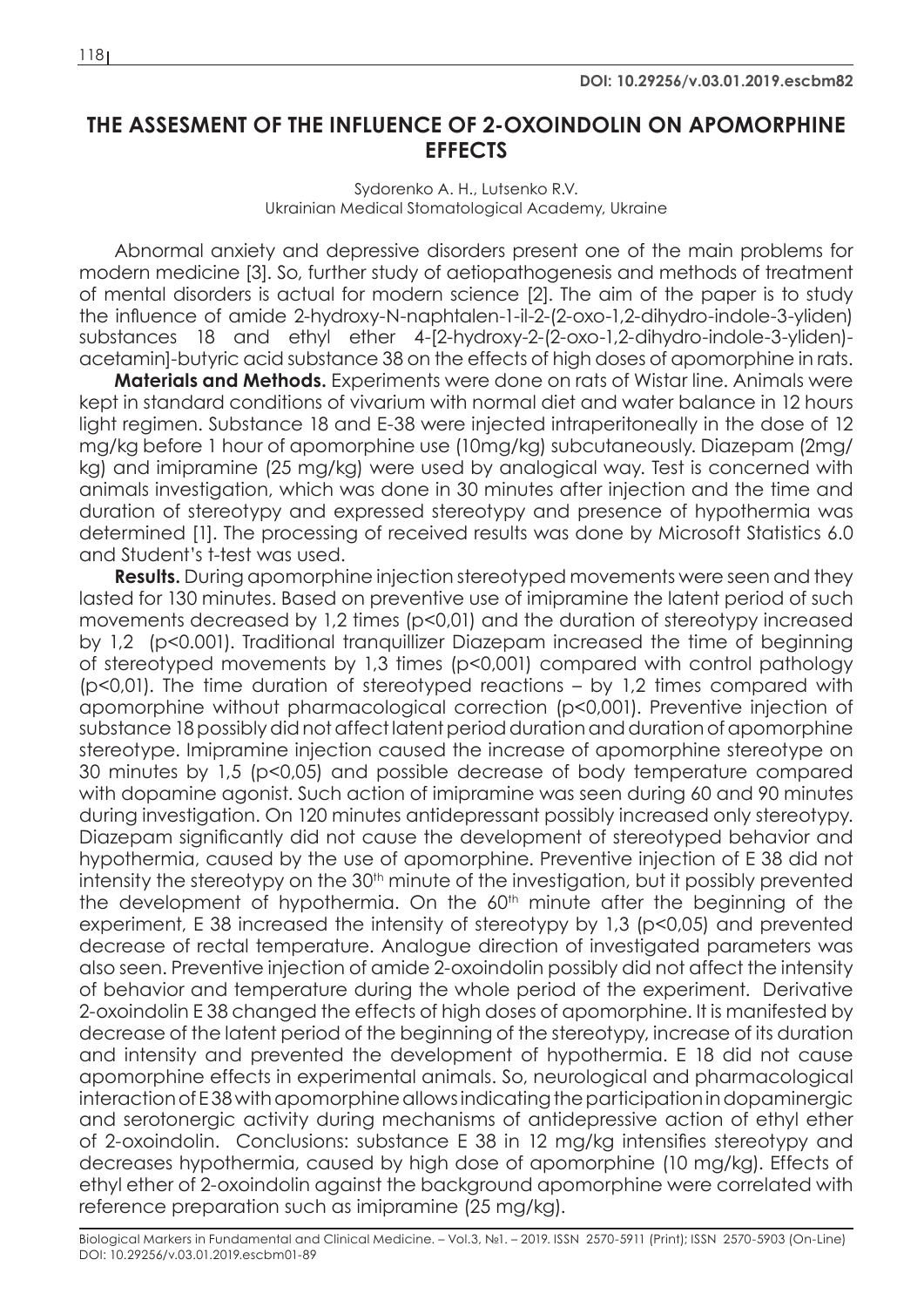**DOI: 10.29256/v.03.01.2019.escbm82**

# THE ASSESMENT OF THE INFLUENCE OF 2-OXOINDOLIN ON APOMORPHINE EFFECTS

Sydorenko A. H., Lutsenko R.V.
Ukrainian Medical Stomatological Academy, Ukraine

Abnormal anxiety and depressive disorders present one of the main problems for modern medicine [3]. So, further study of aetiopathogenesis and methods of treatment of mental disorders is actual for modern science [2]. The aim of the paper is to study the influence of amide 2-hydroxy-N-naphtalen-1-il-2-(2-oxo-1,2-dihydro-indole-3-yliden) substances 18 and ethyl ether 4-[2-hydroxy-2-(2-oxo-1,2-dihydro-indole-3-yliden)-acetamin]-butyric acid substance 38 on the effects of high doses of apomorphine in rats.

**Materials and Methods.** Experiments were done on rats of Wistar line. Animals were kept in standard conditions of vivarium with normal diet and water balance in 12 hours light regimen. Substance 18 and E-38 were injected intraperitoneally in the dose of 12 mg/kg before 1 hour of apomorphine use (10mg/kg) subcutaneously. Diazepam (2mg/kg) and imipramine (25 mg/kg) were used by analogical way. Test is concerned with animals investigation, which was done in 30 minutes after injection and the time and duration of stereotypy and expressed stereotypy and presence of hypothermia was determined [1]. The processing of received results was done by Microsoft Statistics 6.0 and Student's t-test was used.

**Results.** During apomorphine injection stereotyped movements were seen and they lasted for 130 minutes. Based on preventive use of imipramine the latent period of such movements decreased by 1,2 times (p<0,01) and the duration of stereotypy increased by 1,2 (p<0.001). Traditional tranquillizer Diazepam increased the time of beginning of stereotyped movements by 1,3 times (p<0,001) compared with control pathology (p<0,01). The time duration of stereotyped reactions – by 1,2 times compared with apomorphine without pharmacological correction (p<0,001). Preventive injection of substance 18 possibly did not affect latent period duration and duration of apomorphine stereotype. Imipramine injection caused the increase of apomorphine stereotype on 30 minutes by 1,5 (p<0,05) and possible decrease of body temperature compared with dopamine agonist. Such action of imipramine was seen during 60 and 90 minutes during investigation. On 120 minutes antidepressant possibly increased only stereotypy. Diazepam significantly did not cause the development of stereotyped behavior and hypothermia, caused by the use of apomorphine. Preventive injection of E 38 did not intensity the stereotypy on the 30th minute of the investigation, but it possibly prevented the development of hypothermia. On the 60th minute after the beginning of the experiment, E 38 increased the intensity of stereotypy by 1,3 (p<0,05) and prevented decrease of rectal temperature. Analogue direction of investigated parameters was also seen. Preventive injection of amide 2-oxoindolin possibly did not affect the intensity of behavior and temperature during the whole period of the experiment. Derivative 2-oxoindolin E 38 changed the effects of high doses of apomorphine. It is manifested by decrease of the latent period of the beginning of the stereotypy, increase of its duration and intensity and prevented the development of hypothermia. E 18 did not cause apomorphine effects in experimental animals. So, neurological and pharmacological interaction of E 38 with apomorphine allows indicating the participation in dopaminergic and serotonergic activity during mechanisms of antidepressive action of ethyl ether of 2-oxoindolin. Conclusions: substance E 38 in 12 mg/kg intensifies stereotypy and decreases hypothermia, caused by high dose of apomorphine (10 mg/kg). Effects of ethyl ether of 2-oxoindolin against the background apomorphine were correlated with reference preparation such as imipramine (25 mg/kg).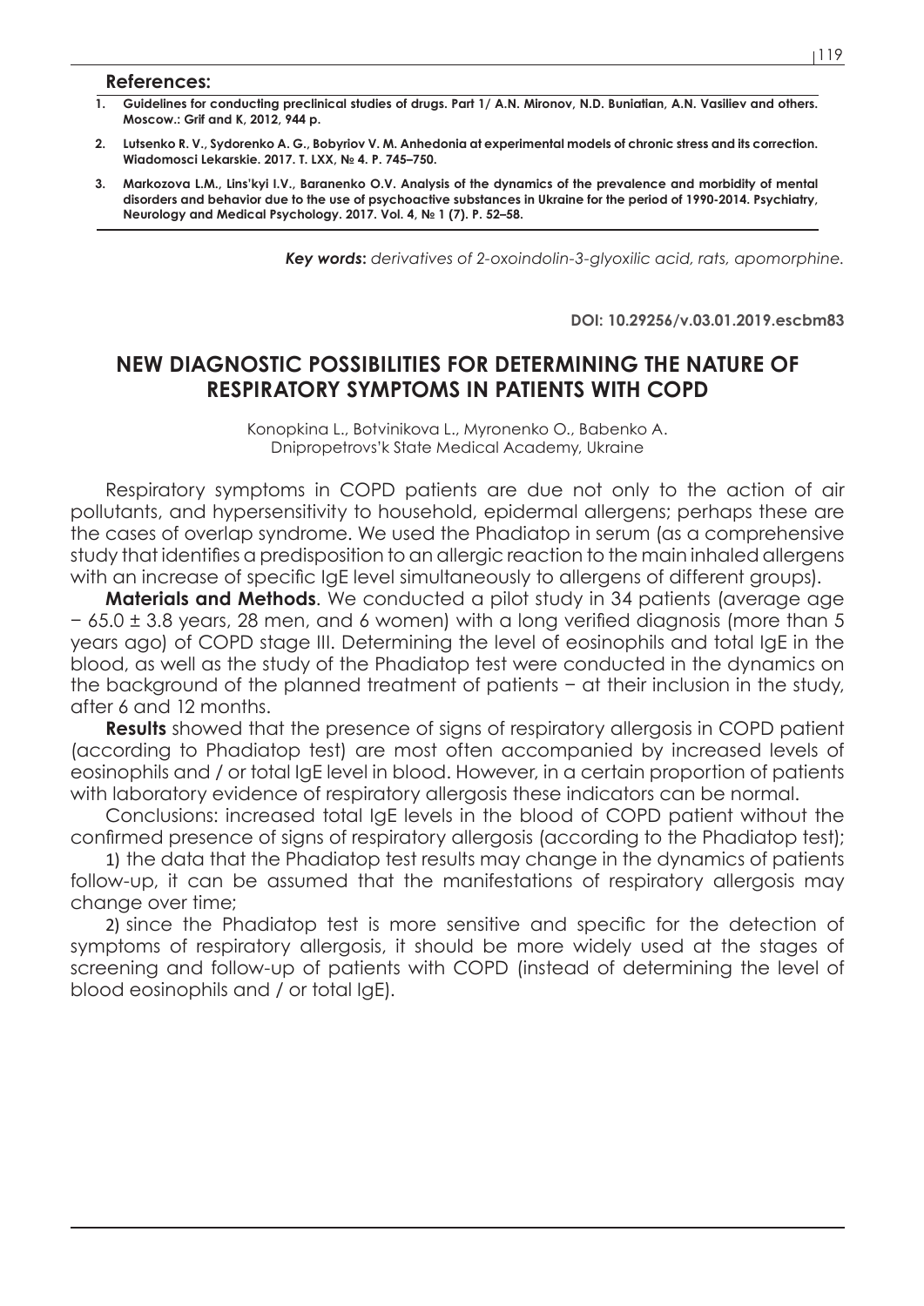**References:**

1. **Guidelines for conducting preclinical studies of drugs. Part 1/ A.N. Mironov, N.D. Buniatian, A.N. Vasiliev and others. Moscow.: Grif and K, 2012, 944 p.**
2. **Lutsenko R. V., Sydorenko A. G., Bobyriov V. M. Anhedonia at experimental models of chronic stress and its correction. Wiadomosci Lekarskie. 2017. T. LXX, № 4. P. 745–750.**
3. **Markozova L.M., Lins'kyi I.V., Baranenko O.V. Analysis of the dynamics of the prevalence and morbidity of mental disorders and behavior due to the use of psychoactive substances in Ukraine for the period of 1990-2014. Psychiatry, Neurology and Medical Psychology. 2017. Vol. 4, № 1 (7). P. 52–58.**

***Key words*:** *derivatives of 2-oxoindolin-3-glyoxilic acid, rats, apomorphine.*

**DOI: 10.29256/v.03.01.2019.escbm83**

## NEW DIAGNOSTIC POSSIBILITIES FOR DETERMINING THE NATURE OF RESPIRATORY SYMPTOMS IN PATIENTS WITH COPD

Konopkina L., Botvinikova L., Myronenko O., Babenko A.
Dnipropetrovs'k State Medical Academy, Ukraine

Respiratory symptoms in COPD patients are due not only to the action of air pollutants, and hypersensitivity to household, epidermal allergens; perhaps these are the cases of overlap syndrome. We used the Phadiatop in serum (as a comprehensive study that identifies a predisposition to an allergic reaction to the main inhaled allergens with an increase of specific IgE level simultaneously to allergens of different groups).

**Materials and Methods**. We conducted a pilot study in 34 patients (average age − 65.0 ± 3.8 years, 28 men, and 6 women) with a long verified diagnosis (more than 5 years ago) of COPD stage III. Determining the level of eosinophils and total IgE in the blood, as well as the study of the Phadiatop test were conducted in the dynamics on the background of the planned treatment of patients − at their inclusion in the study, after 6 and 12 months.

**Results** showed that the presence of signs of respiratory allergosis in COPD patient (according to Phadiatop test) are most often accompanied by increased levels of eosinophils and / or total IgE level in blood. However, in a certain proportion of patients with laboratory evidence of respiratory allergosis these indicators can be normal.

Conclusions: increased total IgE levels in the blood of COPD patient without the confirmed presence of signs of respiratory allergosis (according to the Phadiatop test);

1) the data that the Phadiatop test results may change in the dynamics of patients follow-up, it can be assumed that the manifestations of respiratory allergosis may change over time;

2) since the Phadiatop test is more sensitive and specific for the detection of symptoms of respiratory allergosis, it should be more widely used at the stages of screening and follow-up of patients with COPD (instead of determining the level of blood eosinophils and / or total IgE).